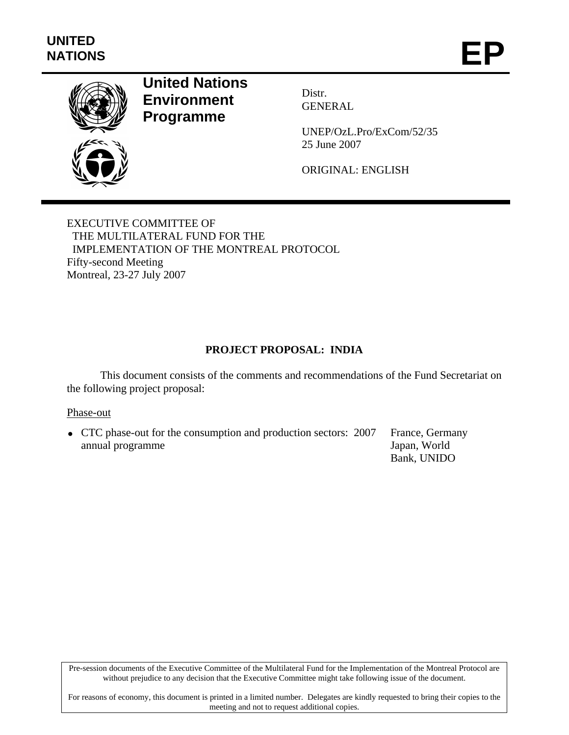UNITED NATIONS

# EP

**United Nations Environment Programme**

Distr.
GENERAL

UNEP/OzL.Pro/ExCom/52/35
25 June 2007

ORIGINAL: ENGLISH

EXECUTIVE COMMITTEE OF
THE MULTILATERAL FUND FOR THE
IMPLEMENTATION OF THE MONTREAL PROTOCOL
Fifty-second Meeting
Montreal, 23-27 July 2007

## PROJECT PROPOSAL: INDIA

This document consists of the comments and recommendations of the Fund Secretariat on the following project proposal:

Phase-out

| | |
|---|---|
| • CTC phase-out for the consumption and production sectors: 2007 annual programme | France, Germany Japan, World Bank, UNIDO |

Pre-session documents of the Executive Committee of the Multilateral Fund for the Implementation of the Montreal Protocol are without prejudice to any decision that the Executive Committee might take following issue of the document.

For reasons of economy, this document is printed in a limited number. Delegates are kindly requested to bring their copies to the meeting and not to request additional copies.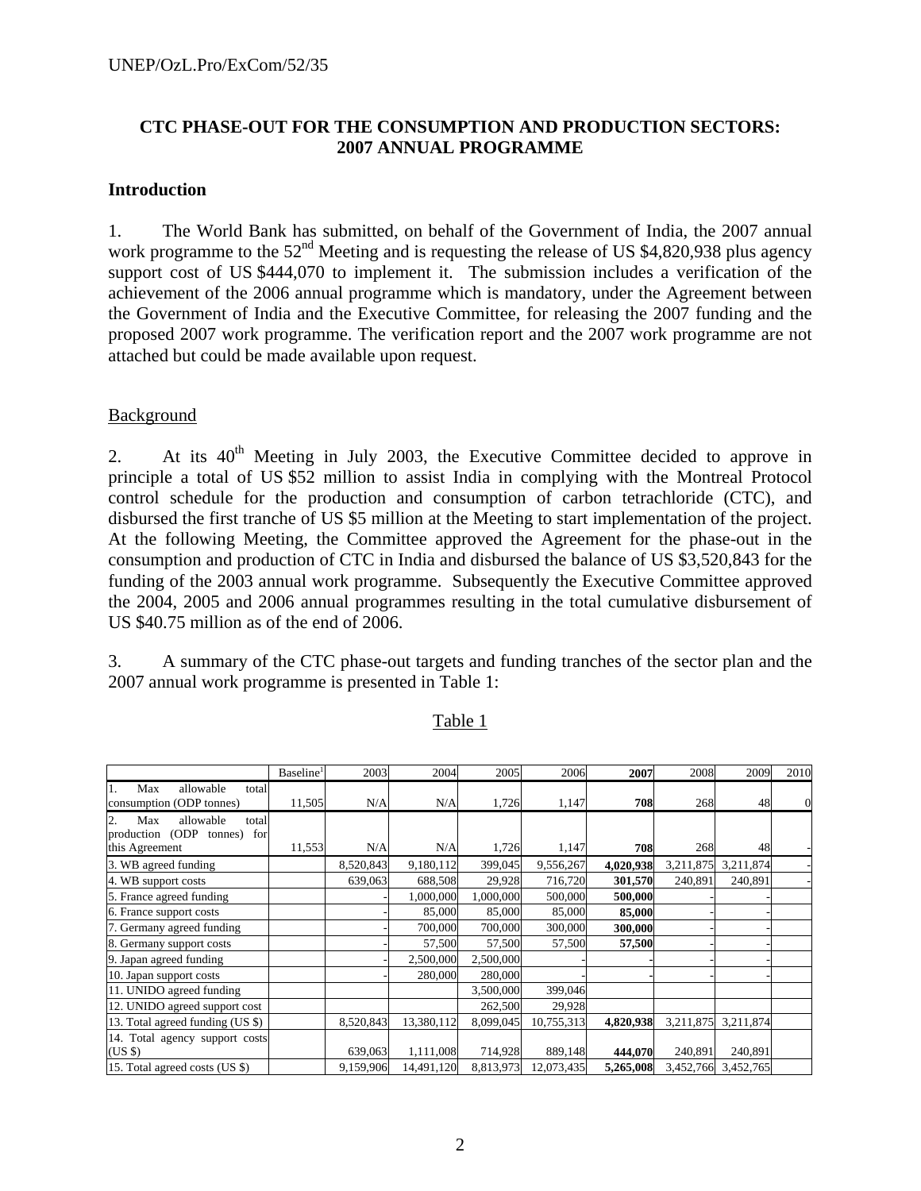## CTC PHASE-OUT FOR THE CONSUMPTION AND PRODUCTION SECTORS: 2007 ANNUAL PROGRAMME

### Introduction

1. The World Bank has submitted, on behalf of the Government of India, the 2007 annual work programme to the 52nd Meeting and is requesting the release of US $4,820,938 plus agency support cost of US $444,070 to implement it. The submission includes a verification of the achievement of the 2006 annual programme which is mandatory, under the Agreement between the Government of India and the Executive Committee, for releasing the 2007 funding and the proposed 2007 work programme. The verification report and the 2007 work programme are not attached but could be made available upon request.

Background

2. At its 40th Meeting in July 2003, the Executive Committee decided to approve in principle a total of US $52 million to assist India in complying with the Montreal Protocol control schedule for the production and consumption of carbon tetrachloride (CTC), and disbursed the first tranche of US $5 million at the Meeting to start implementation of the project. At the following Meeting, the Committee approved the Agreement for the phase-out in the consumption and production of CTC in India and disbursed the balance of US $3,520,843 for the funding of the 2003 annual work programme. Subsequently the Executive Committee approved the 2004, 2005 and 2006 annual programmes resulting in the total cumulative disbursement of US $40.75 million as of the end of 2006.

3. A summary of the CTC phase-out targets and funding tranches of the sector plan and the 2007 annual work programme is presented in Table 1:

Table 1

| | Baseline[1] | 2003 | 2004 | 2005 | 2006 | **2007** | 2008 | 2009 | 2010 |
|---|---|---|---|---|---|---|---|---|---|
| 1. Max allowable total consumption (ODP tonnes) | 11,505 | N/A | N/A | 1,726 | 1,147 | **708** | 268 | 48 | 0 |
| 2. Max allowable total production (ODP tonnes) for this Agreement | 11,553 | N/A | N/A | 1,726 | 1,147 | **708** | 268 | 48 | - |
| 3. WB agreed funding | | 8,520,843 | 9,180,112 | 399,045 | 9,556,267 | **4,020,938** | 3,211,875 | 3,211,874 | - |
| 4. WB support costs | | 639,063 | 688,508 | 29,928 | 716,720 | **301,570** | 240,891 | 240,891 | - |
| 5. France agreed funding | | - | 1,000,000 | 1,000,000 | 500,000 | **500,000** | - | - | |
| 6. France support costs | | - | 85,000 | 85,000 | 85,000 | **85,000** | - | - | |
| 7. Germany agreed funding | | - | 700,000 | 700,000 | 300,000 | **300,000** | - | - | |
| 8. Germany support costs | | - | 57,500 | 57,500 | 57,500 | **57,500** | - | - | |
| 9. Japan agreed funding | | - | 2,500,000 | 2,500,000 | - | - | - | - | |
| 10. Japan support costs | | - | 280,000 | 280,000 | - | - | - | - | |
| 11. UNIDO agreed funding | | | | 3,500,000 | 399,046 | | | | |
| 12. UNIDO agreed support cost | | | | 262,500 | 29,928 | | | | |
| 13. Total agreed funding (US $) | | 8,520,843 | 13,380,112 | 8,099,045 | 10,755,313 | **4,820,938** | 3,211,875 | 3,211,874 | |
| 14. Total agency support costs (US $) | | 639,063 | 1,111,008 | 714,928 | 889,148 | **444,070** | 240,891 | 240,891 | |
| 15. Total agreed costs (US $) | | 9,159,906 | 14,491,120 | 8,813,973 | 12,073,435 | **5,265,008** | 3,452,766 | 3,452,765 | |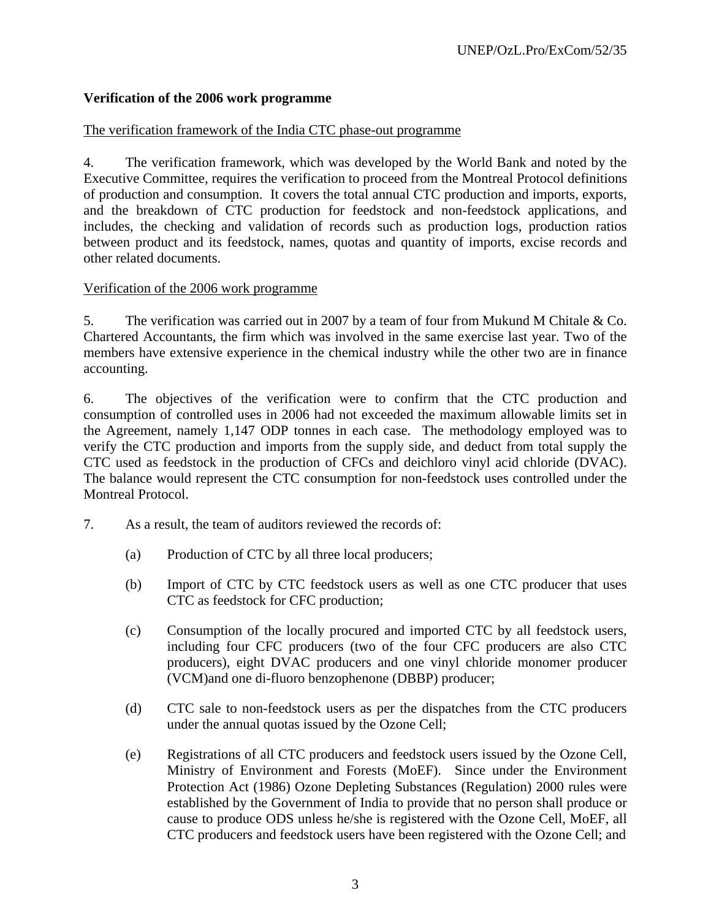**Verification of the 2006 work programme**

The verification framework of the India CTC phase-out programme

4. The verification framework, which was developed by the World Bank and noted by the Executive Committee, requires the verification to proceed from the Montreal Protocol definitions of production and consumption. It covers the total annual CTC production and imports, exports, and the breakdown of CTC production for feedstock and non-feedstock applications, and includes, the checking and validation of records such as production logs, production ratios between product and its feedstock, names, quotas and quantity of imports, excise records and other related documents.

Verification of the 2006 work programme

5. The verification was carried out in 2007 by a team of four from Mukund M Chitale & Co. Chartered Accountants, the firm which was involved in the same exercise last year. Two of the members have extensive experience in the chemical industry while the other two are in finance accounting.

6. The objectives of the verification were to confirm that the CTC production and consumption of controlled uses in 2006 had not exceeded the maximum allowable limits set in the Agreement, namely 1,147 ODP tonnes in each case. The methodology employed was to verify the CTC production and imports from the supply side, and deduct from total supply the CTC used as feedstock in the production of CFCs and deichloro vinyl acid chloride (DVAC). The balance would represent the CTC consumption for non-feedstock uses controlled under the Montreal Protocol.

7. As a result, the team of auditors reviewed the records of:

(a) Production of CTC by all three local producers;

(b) Import of CTC by CTC feedstock users as well as one CTC producer that uses CTC as feedstock for CFC production;

(c) Consumption of the locally procured and imported CTC by all feedstock users, including four CFC producers (two of the four CFC producers are also CTC producers), eight DVAC producers and one vinyl chloride monomer producer (VCM)and one di-fluoro benzophenone (DBBP) producer;

(d) CTC sale to non-feedstock users as per the dispatches from the CTC producers under the annual quotas issued by the Ozone Cell;

(e) Registrations of all CTC producers and feedstock users issued by the Ozone Cell, Ministry of Environment and Forests (MoEF). Since under the Environment Protection Act (1986) Ozone Depleting Substances (Regulation) 2000 rules were established by the Government of India to provide that no person shall produce or cause to produce ODS unless he/she is registered with the Ozone Cell, MoEF, all CTC producers and feedstock users have been registered with the Ozone Cell; and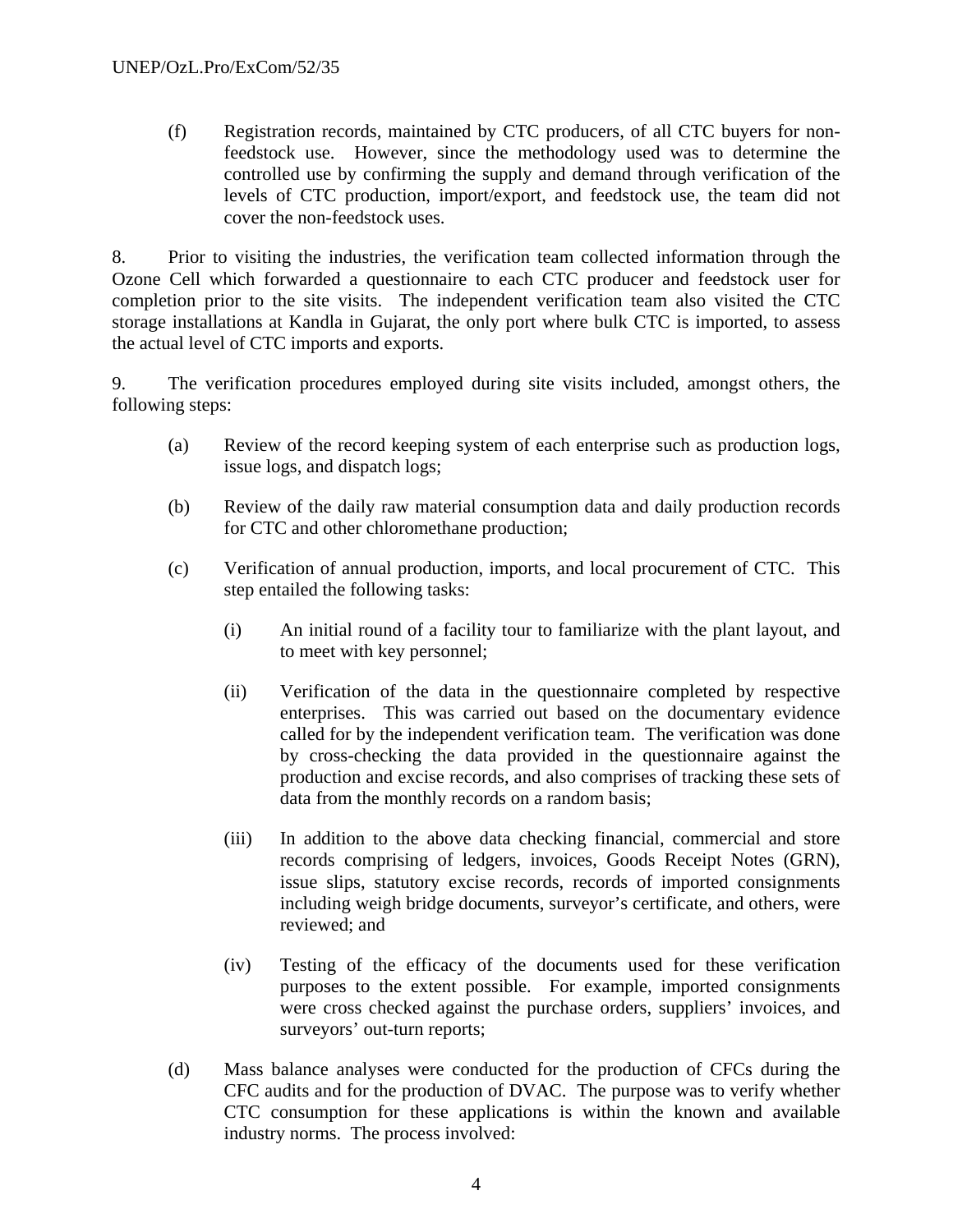(f) Registration records, maintained by CTC producers, of all CTC buyers for non-feedstock use. However, since the methodology used was to determine the controlled use by confirming the supply and demand through verification of the levels of CTC production, import/export, and feedstock use, the team did not cover the non-feedstock uses.

8. Prior to visiting the industries, the verification team collected information through the Ozone Cell which forwarded a questionnaire to each CTC producer and feedstock user for completion prior to the site visits. The independent verification team also visited the CTC storage installations at Kandla in Gujarat, the only port where bulk CTC is imported, to assess the actual level of CTC imports and exports.

9. The verification procedures employed during site visits included, amongst others, the following steps:

(a) Review of the record keeping system of each enterprise such as production logs, issue logs, and dispatch logs;

(b) Review of the daily raw material consumption data and daily production records for CTC and other chloromethane production;

(c) Verification of annual production, imports, and local procurement of CTC. This step entailed the following tasks:

(i) An initial round of a facility tour to familiarize with the plant layout, and to meet with key personnel;

(ii) Verification of the data in the questionnaire completed by respective enterprises. This was carried out based on the documentary evidence called for by the independent verification team. The verification was done by cross-checking the data provided in the questionnaire against the production and excise records, and also comprises of tracking these sets of data from the monthly records on a random basis;

(iii) In addition to the above data checking financial, commercial and store records comprising of ledgers, invoices, Goods Receipt Notes (GRN), issue slips, statutory excise records, records of imported consignments including weigh bridge documents, surveyor's certificate, and others, were reviewed; and

(iv) Testing of the efficacy of the documents used for these verification purposes to the extent possible. For example, imported consignments were cross checked against the purchase orders, suppliers' invoices, and surveyors' out-turn reports;

(d) Mass balance analyses were conducted for the production of CFCs during the CFC audits and for the production of DVAC. The purpose was to verify whether CTC consumption for these applications is within the known and available industry norms. The process involved: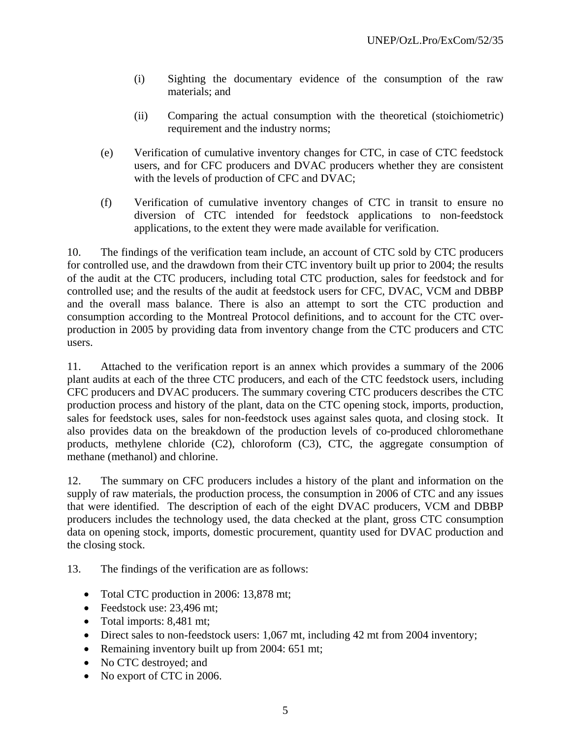(i) Sighting the documentary evidence of the consumption of the raw materials; and

(ii) Comparing the actual consumption with the theoretical (stoichiometric) requirement and the industry norms;

(e) Verification of cumulative inventory changes for CTC, in case of CTC feedstock users, and for CFC producers and DVAC producers whether they are consistent with the levels of production of CFC and DVAC;

(f) Verification of cumulative inventory changes of CTC in transit to ensure no diversion of CTC intended for feedstock applications to non-feedstock applications, to the extent they were made available for verification.

10. The findings of the verification team include, an account of CTC sold by CTC producers for controlled use, and the drawdown from their CTC inventory built up prior to 2004; the results of the audit at the CTC producers, including total CTC production, sales for feedstock and for controlled use; and the results of the audit at feedstock users for CFC, DVAC, VCM and DBBP and the overall mass balance. There is also an attempt to sort the CTC production and consumption according to the Montreal Protocol definitions, and to account for the CTC over-production in 2005 by providing data from inventory change from the CTC producers and CTC users.

11. Attached to the verification report is an annex which provides a summary of the 2006 plant audits at each of the three CTC producers, and each of the CTC feedstock users, including CFC producers and DVAC producers. The summary covering CTC producers describes the CTC production process and history of the plant, data on the CTC opening stock, imports, production, sales for feedstock uses, sales for non-feedstock uses against sales quota, and closing stock. It also provides data on the breakdown of the production levels of co-produced chloromethane products, methylene chloride (C2), chloroform (C3), CTC, the aggregate consumption of methane (methanol) and chlorine.

12. The summary on CFC producers includes a history of the plant and information on the supply of raw materials, the production process, the consumption in 2006 of CTC and any issues that were identified. The description of each of the eight DVAC producers, VCM and DBBP producers includes the technology used, the data checked at the plant, gross CTC consumption data on opening stock, imports, domestic procurement, quantity used for DVAC production and the closing stock.

13. The findings of the verification are as follows:

- Total CTC production in 2006: 13,878 mt;
- Feedstock use: 23,496 mt;
- Total imports: 8,481 mt;
- Direct sales to non-feedstock users: 1,067 mt, including 42 mt from 2004 inventory;
- Remaining inventory built up from 2004: 651 mt;
- No CTC destroyed; and
- No export of CTC in 2006.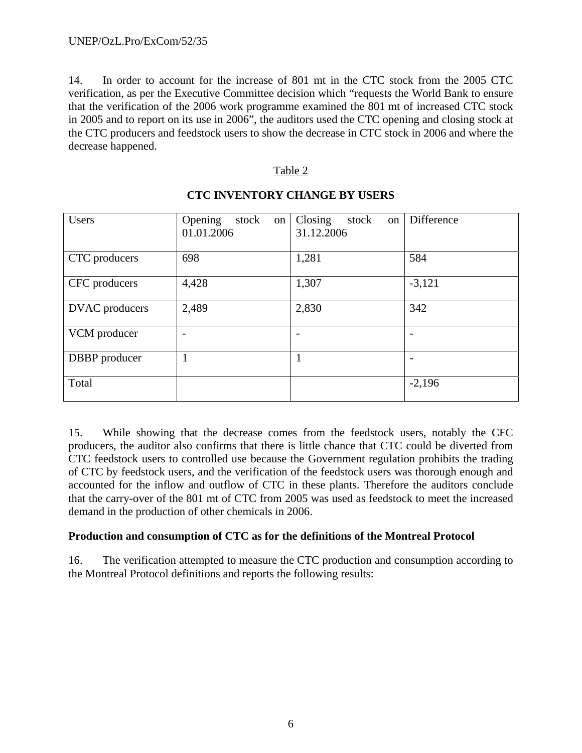14. In order to account for the increase of 801 mt in the CTC stock from the 2005 CTC verification, as per the Executive Committee decision which "requests the World Bank to ensure that the verification of the 2006 work programme examined the 801 mt of increased CTC stock in 2005 and to report on its use in 2006", the auditors used the CTC opening and closing stock at the CTC producers and feedstock users to show the decrease in CTC stock in 2006 and where the decrease happened.

Table 2

**CTC INVENTORY CHANGE BY USERS**

| Users | Opening stock on 01.01.2006 | Closing stock on 31.12.2006 | Difference |
|---|---|---|---|
| CTC producers | 698 | 1,281 | 584 |
| CFC producers | 4,428 | 1,307 | -3,121 |
| DVAC producers | 2,489 | 2,830 | 342 |
| VCM producer | - | - | - |
| DBBP producer | 1 | 1 | - |
| Total | | | -2,196 |

15. While showing that the decrease comes from the feedstock users, notably the CFC producers, the auditor also confirms that there is little chance that CTC could be diverted from CTC feedstock users to controlled use because the Government regulation prohibits the trading of CTC by feedstock users, and the verification of the feedstock users was thorough enough and accounted for the inflow and outflow of CTC in these plants. Therefore the auditors conclude that the carry-over of the 801 mt of CTC from 2005 was used as feedstock to meet the increased demand in the production of other chemicals in 2006.

**Production and consumption of CTC as for the definitions of the Montreal Protocol**

16. The verification attempted to measure the CTC production and consumption according to the Montreal Protocol definitions and reports the following results: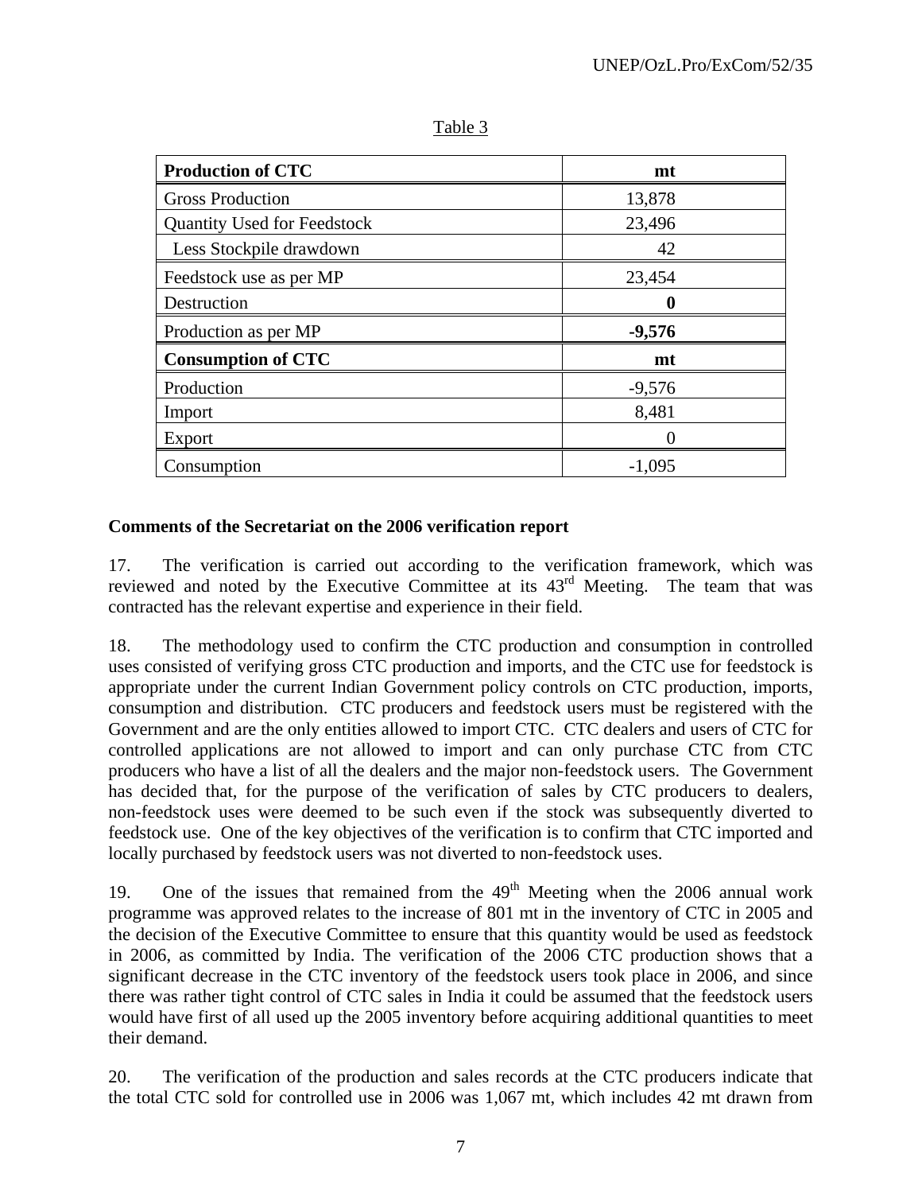Table 3

| **Production of CTC** | **mt** |
|---|---|
| Gross Production | 13,878 |
| Quantity Used for Feedstock | 23,496 |
| Less Stockpile drawdown | 42 |
| Feedstock use as per MP | 23,454 |
| Destruction | **0** |
| Production as per MP | **-9,576** |
| **Consumption of CTC** | **mt** |
| Production | -9,576 |
| Import | 8,481 |
| Export | 0 |
| Consumption | -1,095 |

**Comments of the Secretariat on the 2006 verification report**

17. The verification is carried out according to the verification framework, which was reviewed and noted by the Executive Committee at its 43rd Meeting. The team that was contracted has the relevant expertise and experience in their field.

18. The methodology used to confirm the CTC production and consumption in controlled uses consisted of verifying gross CTC production and imports, and the CTC use for feedstock is appropriate under the current Indian Government policy controls on CTC production, imports, consumption and distribution. CTC producers and feedstock users must be registered with the Government and are the only entities allowed to import CTC. CTC dealers and users of CTC for controlled applications are not allowed to import and can only purchase CTC from CTC producers who have a list of all the dealers and the major non-feedstock users. The Government has decided that, for the purpose of the verification of sales by CTC producers to dealers, non-feedstock uses were deemed to be such even if the stock was subsequently diverted to feedstock use. One of the key objectives of the verification is to confirm that CTC imported and locally purchased by feedstock users was not diverted to non-feedstock uses.

19. One of the issues that remained from the 49th Meeting when the 2006 annual work programme was approved relates to the increase of 801 mt in the inventory of CTC in 2005 and the decision of the Executive Committee to ensure that this quantity would be used as feedstock in 2006, as committed by India. The verification of the 2006 CTC production shows that a significant decrease in the CTC inventory of the feedstock users took place in 2006, and since there was rather tight control of CTC sales in India it could be assumed that the feedstock users would have first of all used up the 2005 inventory before acquiring additional quantities to meet their demand.

20. The verification of the production and sales records at the CTC producers indicate that the total CTC sold for controlled use in 2006 was 1,067 mt, which includes 42 mt drawn from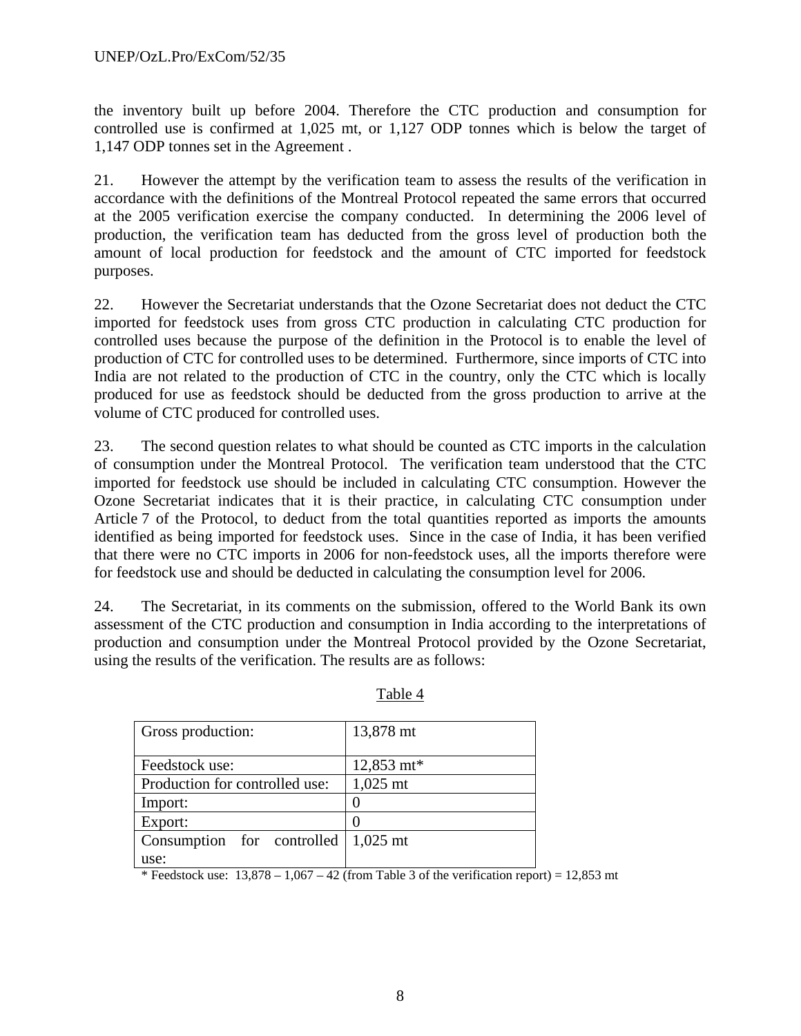the inventory built up before 2004. Therefore the CTC production and consumption for controlled use is confirmed at 1,025 mt, or 1,127 ODP tonnes which is below the target of 1,147 ODP tonnes set in the Agreement .

21. However the attempt by the verification team to assess the results of the verification in accordance with the definitions of the Montreal Protocol repeated the same errors that occurred at the 2005 verification exercise the company conducted. In determining the 2006 level of production, the verification team has deducted from the gross level of production both the amount of local production for feedstock and the amount of CTC imported for feedstock purposes.

22. However the Secretariat understands that the Ozone Secretariat does not deduct the CTC imported for feedstock uses from gross CTC production in calculating CTC production for controlled uses because the purpose of the definition in the Protocol is to enable the level of production of CTC for controlled uses to be determined. Furthermore, since imports of CTC into India are not related to the production of CTC in the country, only the CTC which is locally produced for use as feedstock should be deducted from the gross production to arrive at the volume of CTC produced for controlled uses.

23. The second question relates to what should be counted as CTC imports in the calculation of consumption under the Montreal Protocol. The verification team understood that the CTC imported for feedstock use should be included in calculating CTC consumption. However the Ozone Secretariat indicates that it is their practice, in calculating CTC consumption under Article 7 of the Protocol, to deduct from the total quantities reported as imports the amounts identified as being imported for feedstock uses. Since in the case of India, it has been verified that there were no CTC imports in 2006 for non-feedstock uses, all the imports therefore were for feedstock use and should be deducted in calculating the consumption level for 2006.

24. The Secretariat, in its comments on the submission, offered to the World Bank its own assessment of the CTC production and consumption in India according to the interpretations of production and consumption under the Montreal Protocol provided by the Ozone Secretariat, using the results of the verification. The results are as follows:

Table 4

| | |
|---|---|
| Gross production: | 13,878 mt |
| Feedstock use: | 12,853 mt* |
| Production for controlled use: | 1,025 mt |
| Import: | 0 |
| Export: | 0 |
| Consumption for controlled use: | 1,025 mt |

\* Feedstock use: 13,878 – 1,067 – 42 (from Table 3 of the verification report) = 12,853 mt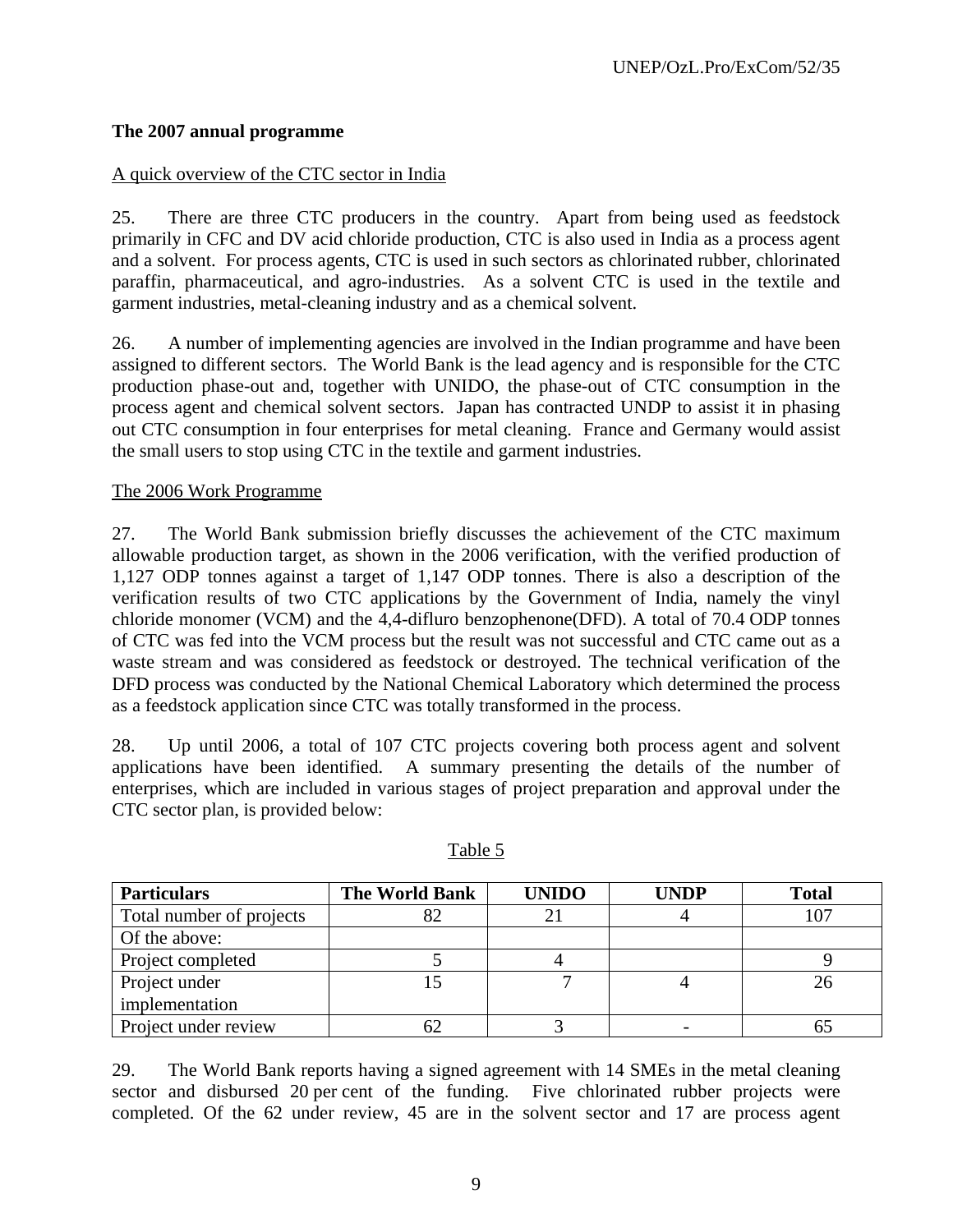**The 2007 annual programme**

A quick overview of the CTC sector in India

25. There are three CTC producers in the country. Apart from being used as feedstock primarily in CFC and DV acid chloride production, CTC is also used in India as a process agent and a solvent. For process agents, CTC is used in such sectors as chlorinated rubber, chlorinated paraffin, pharmaceutical, and agro-industries. As a solvent CTC is used in the textile and garment industries, metal-cleaning industry and as a chemical solvent.

26. A number of implementing agencies are involved in the Indian programme and have been assigned to different sectors. The World Bank is the lead agency and is responsible for the CTC production phase-out and, together with UNIDO, the phase-out of CTC consumption in the process agent and chemical solvent sectors. Japan has contracted UNDP to assist it in phasing out CTC consumption in four enterprises for metal cleaning. France and Germany would assist the small users to stop using CTC in the textile and garment industries.

The 2006 Work Programme

27. The World Bank submission briefly discusses the achievement of the CTC maximum allowable production target, as shown in the 2006 verification, with the verified production of 1,127 ODP tonnes against a target of 1,147 ODP tonnes. There is also a description of the verification results of two CTC applications by the Government of India, namely the vinyl chloride monomer (VCM) and the 4,4-difluro benzophenone(DFD). A total of 70.4 ODP tonnes of CTC was fed into the VCM process but the result was not successful and CTC came out as a waste stream and was considered as feedstock or destroyed. The technical verification of the DFD process was conducted by the National Chemical Laboratory which determined the process as a feedstock application since CTC was totally transformed in the process.

28. Up until 2006, a total of 107 CTC projects covering both process agent and solvent applications have been identified. A summary presenting the details of the number of enterprises, which are included in various stages of project preparation and approval under the CTC sector plan, is provided below:

Table 5

| Particulars | The World Bank | UNIDO | UNDP | Total |
|---|---|---|---|---|
| Total number of projects | 82 | 21 | 4 | 107 |
| Of the above: | | | | |
| Project completed | 5 | 4 | | 9 |
| Project under implementation | 15 | 7 | 4 | 26 |
| Project under review | 62 | 3 | - | 65 |

29. The World Bank reports having a signed agreement with 14 SMEs in the metal cleaning sector and disbursed 20 per cent of the funding. Five chlorinated rubber projects were completed. Of the 62 under review, 45 are in the solvent sector and 17 are process agent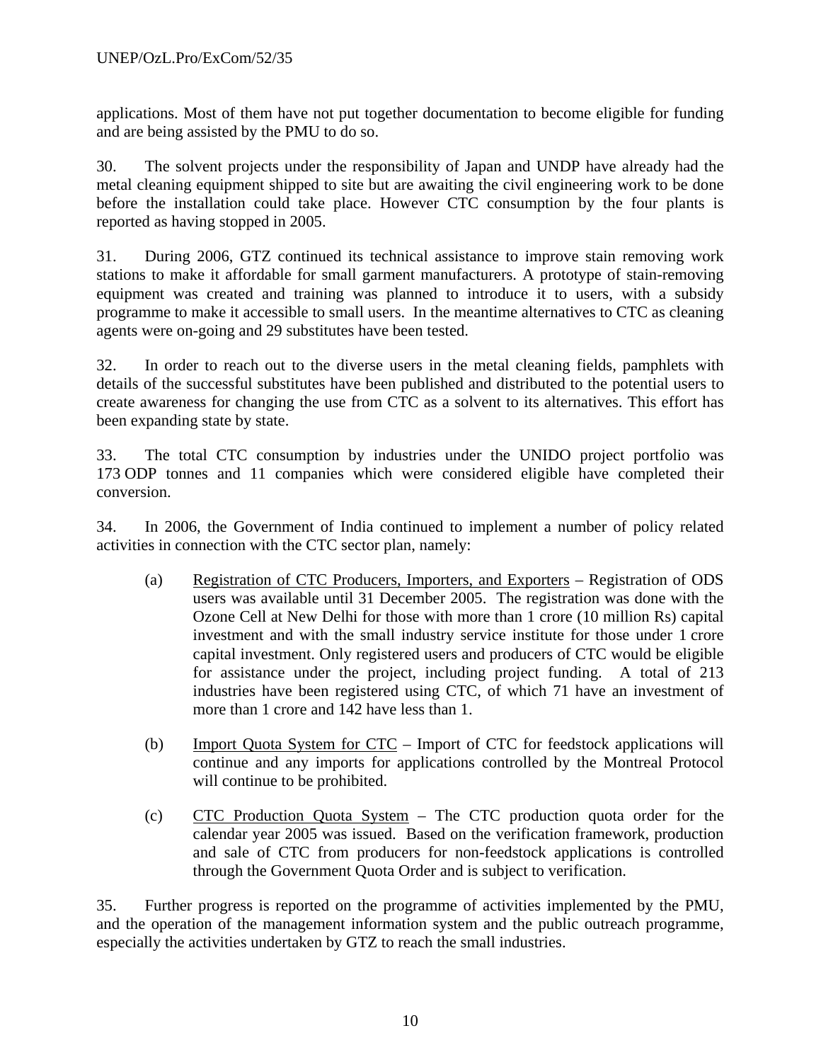applications. Most of them have not put together documentation to become eligible for funding and are being assisted by the PMU to do so.

30. The solvent projects under the responsibility of Japan and UNDP have already had the metal cleaning equipment shipped to site but are awaiting the civil engineering work to be done before the installation could take place. However CTC consumption by the four plants is reported as having stopped in 2005.

31. During 2006, GTZ continued its technical assistance to improve stain removing work stations to make it affordable for small garment manufacturers. A prototype of stain-removing equipment was created and training was planned to introduce it to users, with a subsidy programme to make it accessible to small users. In the meantime alternatives to CTC as cleaning agents were on-going and 29 substitutes have been tested.

32. In order to reach out to the diverse users in the metal cleaning fields, pamphlets with details of the successful substitutes have been published and distributed to the potential users to create awareness for changing the use from CTC as a solvent to its alternatives. This effort has been expanding state by state.

33. The total CTC consumption by industries under the UNIDO project portfolio was 173 ODP tonnes and 11 companies which were considered eligible have completed their conversion.

34. In 2006, the Government of India continued to implement a number of policy related activities in connection with the CTC sector plan, namely:

(a) <u>Registration of CTC Producers, Importers, and Exporters</u> – Registration of ODS users was available until 31 December 2005. The registration was done with the Ozone Cell at New Delhi for those with more than 1 crore (10 million Rs) capital investment and with the small industry service institute for those under 1 crore capital investment. Only registered users and producers of CTC would be eligible for assistance under the project, including project funding. A total of 213 industries have been registered using CTC, of which 71 have an investment of more than 1 crore and 142 have less than 1.

(b) <u>Import Quota System for CTC</u> – Import of CTC for feedstock applications will continue and any imports for applications controlled by the Montreal Protocol will continue to be prohibited.

(c) <u>CTC Production Quota System</u> – The CTC production quota order for the calendar year 2005 was issued. Based on the verification framework, production and sale of CTC from producers for non-feedstock applications is controlled through the Government Quota Order and is subject to verification.

35. Further progress is reported on the programme of activities implemented by the PMU, and the operation of the management information system and the public outreach programme, especially the activities undertaken by GTZ to reach the small industries.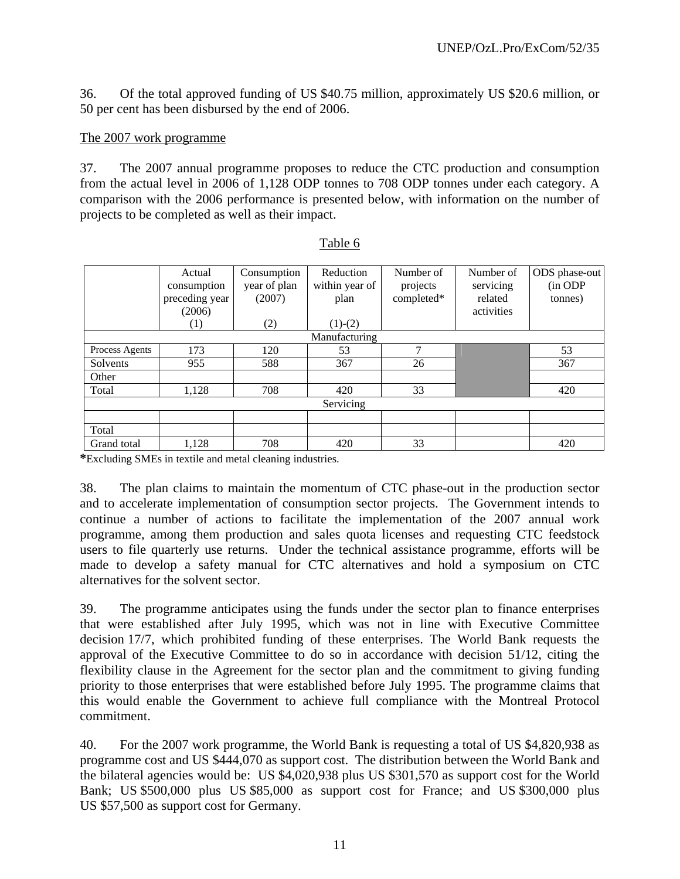36. Of the total approved funding of US $40.75 million, approximately US $20.6 million, or 50 per cent has been disbursed by the end of 2006.

The 2007 work programme

37. The 2007 annual programme proposes to reduce the CTC production and consumption from the actual level in 2006 of 1,128 ODP tonnes to 708 ODP tonnes under each category. A comparison with the 2006 performance is presented below, with information on the number of projects to be completed as well as their impact.

Table 6

| | Actual consumption preceding year (2006) (1) | Consumption year of plan (2007) (2) | Reduction within year of plan (1)-(2) | Number of projects completed* | Number of servicing related activities | ODS phase-out (in ODP tonnes) |
|---|---|---|---|---|---|---|
| Manufacturing | | | | | | |
| Process Agents | 173 | 120 | 53 | 7 | | 53 |
| Solvents | 955 | 588 | 367 | 26 | | 367 |
| Other | | | | | | |
| Total | 1,128 | 708 | 420 | 33 | | 420 |
| Servicing | | | | | | |
| | | | | | | |
| Total | | | | | | |
| Grand total | 1,128 | 708 | 420 | 33 | | 420 |

***Excluding SMEs in textile and metal cleaning industries.

38. The plan claims to maintain the momentum of CTC phase-out in the production sector and to accelerate implementation of consumption sector projects. The Government intends to continue a number of actions to facilitate the implementation of the 2007 annual work programme, among them production and sales quota licenses and requesting CTC feedstock users to file quarterly use returns. Under the technical assistance programme, efforts will be made to develop a safety manual for CTC alternatives and hold a symposium on CTC alternatives for the solvent sector.

39. The programme anticipates using the funds under the sector plan to finance enterprises that were established after July 1995, which was not in line with Executive Committee decision 17/7, which prohibited funding of these enterprises. The World Bank requests the approval of the Executive Committee to do so in accordance with decision 51/12, citing the flexibility clause in the Agreement for the sector plan and the commitment to giving funding priority to those enterprises that were established before July 1995. The programme claims that this would enable the Government to achieve full compliance with the Montreal Protocol commitment.

40. For the 2007 work programme, the World Bank is requesting a total of US $4,820,938 as programme cost and US $444,070 as support cost. The distribution between the World Bank and the bilateral agencies would be: US $4,020,938 plus US $301,570 as support cost for the World Bank; US $500,000 plus US $85,000 as support cost for France; and US $300,000 plus US $57,500 as support cost for Germany.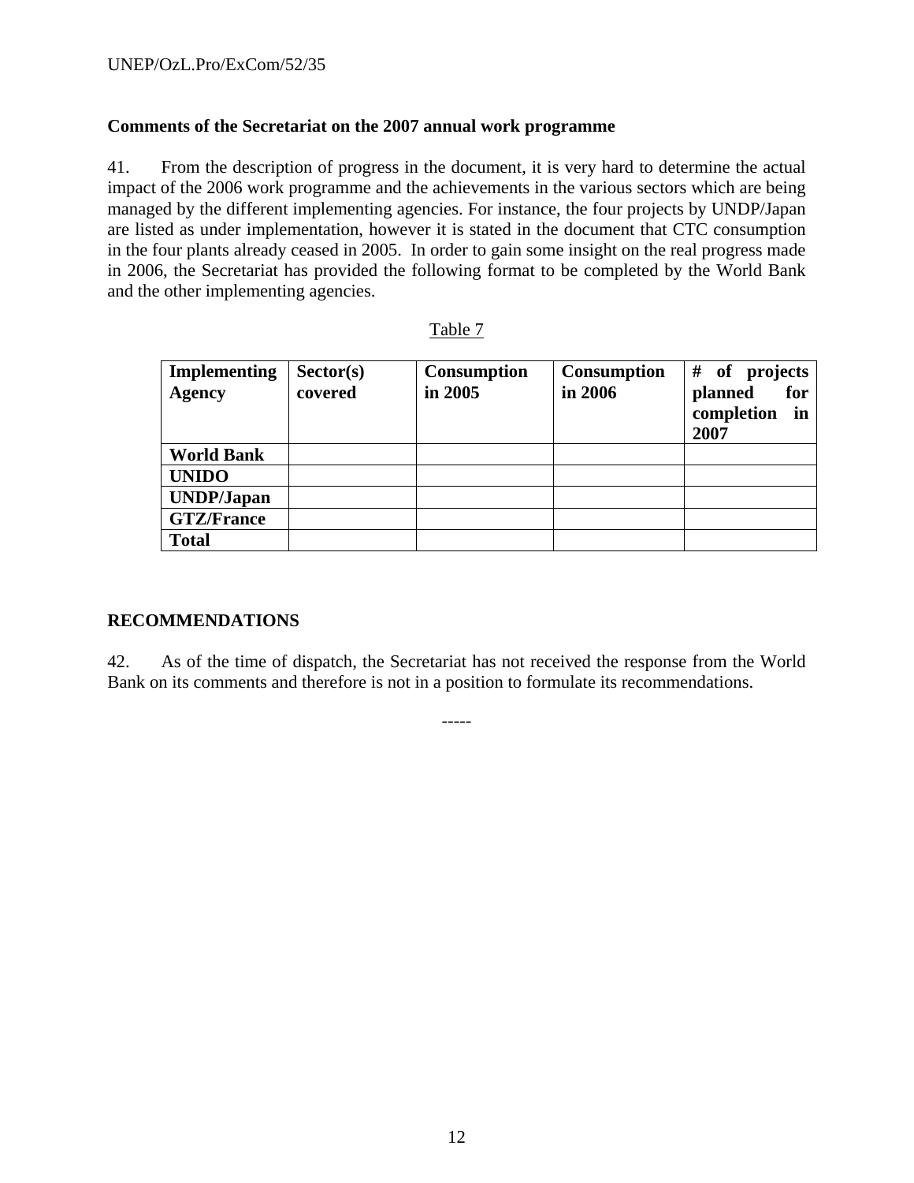**Comments of the Secretariat on the 2007 annual work programme**

41. From the description of progress in the document, it is very hard to determine the actual impact of the 2006 work programme and the achievements in the various sectors which are being managed by the different implementing agencies. For instance, the four projects by UNDP/Japan are listed as under implementation, however it is stated in the document that CTC consumption in the four plants already ceased in 2005. In order to gain some insight on the real progress made in 2006, the Secretariat has provided the following format to be completed by the World Bank and the other implementing agencies.

Table 7

| Implementing Agency | Sector(s) covered | Consumption in 2005 | Consumption in 2006 | # of projects planned for completion in 2007 |
|---|---|---|---|---|
| **World Bank** | | | | |
| **UNIDO** | | | | |
| **UNDP/Japan** | | | | |
| **GTZ/France** | | | | |
| **Total** | | | | |

**RECOMMENDATIONS**

42. As of the time of dispatch, the Secretariat has not received the response from the World Bank on its comments and therefore is not in a position to formulate its recommendations.

-----